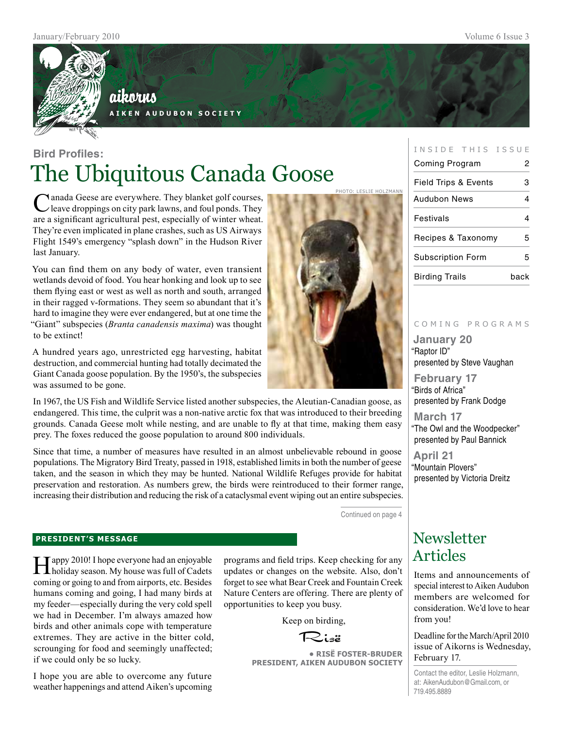aikorns

AIKEN AUDUBON SOCIETY

## Bird Profiles:

# The Ubiquitous Canada Goose

PHOTO: LESLIE HOLZMANN

Canada Geese are everywhere. They blanket golf courses, leave droppings on city park lawns, and foul ponds. They are a significant agricultural pest, especially of winter wheat. They're even implicated in plane crashes, such as US Airways Flight 1549's emergency "splash down" in the Hudson River last January.

You can find them on any body of water, even transient wetlands devoid of food. You hear honking and look up to see them flying east or west as well as north and south, arranged in their ragged v-formations. They seem so abundant that it's hard to imagine they were ever endangered, but at one time the "Giant" subspecies (*Branta canadensis maxima*) was thought to be extinct!

A hundred years ago, unrestricted egg harvesting, habitat destruction, and commercial hunting had totally decimated the Giant Canada goose population. By the 1950's, the subspecies was assumed to be gone.

In 1967, the US Fish and Wildlife Service listed another subspecies, the Aleutian-Canadian goose, as endangered. This time, the culprit was a non-native arctic fox that was introduced to their breeding grounds. Canada Geese molt while nesting, and are unable to fly at that time, making them easy prey. The foxes reduced the goose population to around 800 individuals.

Since that time, a number of measures have resulted in an almost unbelievable rebound in goose populations. The Migratory Bird Treaty, passed in 1918, established limits in both the number of geese taken, and the season in which they may be hunted. National Wildlife Refuges provide for habitat preservation and restoration. As numbers grew, the birds were reintroduced to their former range, increasing their distribution and reducing the risk of a cataclysmal event wiping out an entire subspecies.

Continued on page 4

## PRESIDENT'S MESSAGE

Happy 2010! I hope everyone had an enjoyable holiday season. My house was full of Cadets coming or going to and from airports, etc. Besides humans coming and going, I had many birds at my feeder—especially during the very cold spell we had in December. I'm always amazed how birds and other animals cope with temperature extremes. They are active in the bitter cold, scrounging for food and seemingly unaffected; if we could only be so lucky.

I hope you are able to overcome any future weather happenings and attend Aiken's upcoming programs and field trips. Keep checking for any updates or changes on the website. Also, don't forget to see what Bear Creek and Fountain Creek Nature Centers are offering. There are plenty of opportunities to keep you busy.

Keep on birding,

Risë

**• RISË FOSTER-BRUDER**
**PRESIDENT, AIKEN AUDUBON SOCIETY**

## INSIDE THIS ISSUE

| | |
|---|---|
| Coming Program | 2 |
| Field Trips & Events | 3 |
| Audubon News | 4 |
| Festivals | 4 |
| Recipes & Taxonomy | 5 |
| Subscription Form | 5 |
| Birding Trails | back |

## COMING PROGRAMS

**January 20**
"Raptor ID"
presented by Steve Vaughan

**February 17**
"Birds of Africa"
presented by Frank Dodge

**March 17**
"The Owl and the Woodpecker"
presented by Paul Bannick

**April 21**
"Mountain Plovers"
presented by Victoria Dreitz

## Newsletter Articles

Items and announcements of special interest to Aiken Audubon members are welcomed for consideration. We'd love to hear from you!

Deadline for the March/April 2010 issue of Aikorns is Wednesday, February 17.

Contact the editor, Leslie Holzmann, at: AikenAudubon@Gmail.com, or 719.495.8889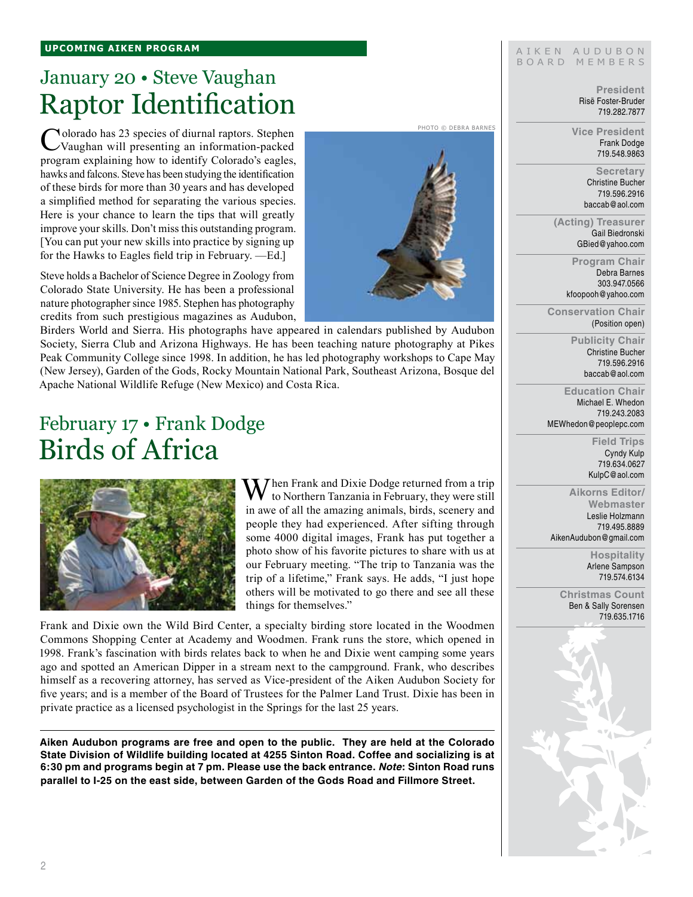**UPCOMING AIKEN PROGRAM**

## January 20 • Steve Vaughan
# Raptor Identification

PHOTO © DEBRA BARNES

Colorado has 23 species of diurnal raptors. Stephen Vaughan will presenting an information-packed program explaining how to identify Colorado's eagles, hawks and falcons. Steve has been studying the identification of these birds for more than 30 years and has developed a simplified method for separating the various species. Here is your chance to learn the tips that will greatly improve your skills. Don't miss this outstanding program. [You can put your new skills into practice by signing up for the Hawks to Eagles field trip in February. —Ed.]

Steve holds a Bachelor of Science Degree in Zoology from Colorado State University. He has been a professional nature photographer since 1985. Stephen has photography credits from such prestigious magazines as Audubon, Birders World and Sierra. His photographs have appeared in calendars published by Audubon Society, Sierra Club and Arizona Highways. He has been teaching nature photography at Pikes Peak Community College since 1998. In addition, he has led photography workshops to Cape May (New Jersey), Garden of the Gods, Rocky Mountain National Park, Southeast Arizona, Bosque del Apache National Wildlife Refuge (New Mexico) and Costa Rica.

## February 17 • Frank Dodge
# Birds of Africa

When Frank and Dixie Dodge returned from a trip to Northern Tanzania in February, they were still in awe of all the amazing animals, birds, scenery and people they had experienced. After sifting through some 4000 digital images, Frank has put together a photo show of his favorite pictures to share with us at our February meeting. "The trip to Tanzania was the trip of a lifetime," Frank says. He adds, "I just hope others will be motivated to go there and see all these things for themselves."

Frank and Dixie own the Wild Bird Center, a specialty birding store located in the Woodmen Commons Shopping Center at Academy and Woodmen. Frank runs the store, which opened in 1998. Frank's fascination with birds relates back to when he and Dixie went camping some years ago and spotted an American Dipper in a stream next to the campground. Frank, who describes himself as a recovering attorney, has served as Vice-president of the Aiken Audubon Society for five years; and is a member of the Board of Trustees for the Palmer Land Trust. Dixie has been in private practice as a licensed psychologist in the Springs for the last 25 years.

**Aiken Audubon programs are free and open to the public. They are held at the Colorado State Division of Wildlife building located at 4255 Sinton Road. Coffee and socializing is at 6:30 pm and programs begin at 7 pm. Please use the back entrance. *Note*: Sinton Road runs parallel to I-25 on the east side, between Garden of the Gods Road and Fillmore Street.**

---

### AIKEN AUDUBON BOARD MEMBERS

**President**
Risë Foster-Bruder
719.282.7877

**Vice President**
Frank Dodge
719.548.9863

**Secretary**
Christine Bucher
719.596.2916
baccab@aol.com

**(Acting) Treasurer**
Gail Biedronski
GBied@yahoo.com

**Program Chair**
Debra Barnes
303.947.0566
kfoopooh@yahoo.com

**Conservation Chair**
(Position open)

**Publicity Chair**
Christine Bucher
719.596.2916
baccab@aol.com

**Education Chair**
Michael E. Whedon
719.243.2083
MEWhedon@peoplepc.com

**Field Trips**
Cyndy Kulp
719.634.0627
KulpC@aol.com

**Aikorns Editor/ Webmaster**
Leslie Holzmann
719.495.8889
AikenAudubon@gmail.com

**Hospitality**
Arlene Sampson
719.574.6134

**Christmas Count**
Ben & Sally Sorensen
719.635.1716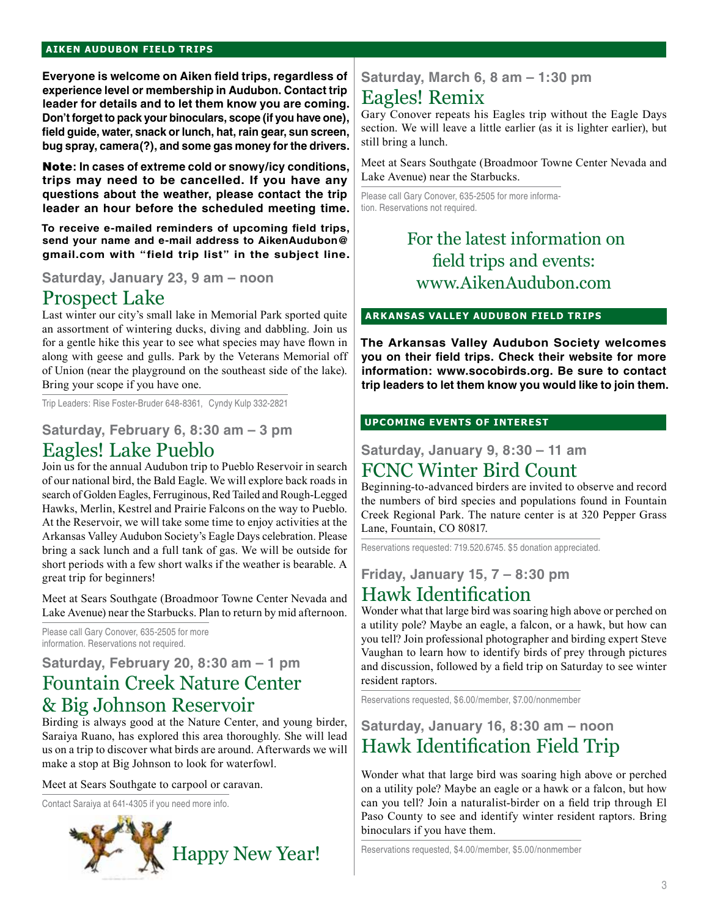## AIKEN AUDUBON FIELD TRIPS

**Everyone is welcome on Aiken field trips, regardless of experience level or membership in Audubon. Contact trip leader for details and to let them know you are coming. Don't forget to pack your binoculars, scope (if you have one), field guide, water, snack or lunch, hat, rain gear, sun screen, bug spray, camera(?), and some gas money for the drivers.**

**Note: In cases of extreme cold or snowy/icy conditions, trips may need to be cancelled. If you have any questions about the weather, please contact the trip leader an hour before the scheduled meeting time.**

**To receive e-mailed reminders of upcoming field trips, send your name and e-mail address to AikenAudubon@gmail.com with "field trip list" in the subject line.**

**Saturday, January 23, 9 am – noon**

### Prospect Lake

Last winter our city's small lake in Memorial Park sported quite an assortment of wintering ducks, diving and dabbling. Join us for a gentle hike this year to see what species may have flown in along with geese and gulls. Park by the Veterans Memorial off of Union (near the playground on the southeast side of the lake). Bring your scope if you have one.

Trip Leaders: Rise Foster-Bruder 648-8361, Cyndy Kulp 332-2821

**Saturday, February 6, 8:30 am – 3 pm**

### Eagles! Lake Pueblo

Join us for the annual Audubon trip to Pueblo Reservoir in search of our national bird, the Bald Eagle. We will explore back roads in search of Golden Eagles, Ferruginous, Red Tailed and Rough-Legged Hawks, Merlin, Kestrel and Prairie Falcons on the way to Pueblo. At the Reservoir, we will take some time to enjoy activities at the Arkansas Valley Audubon Society's Eagle Days celebration. Please bring a sack lunch and a full tank of gas. We will be outside for short periods with a few short walks if the weather is bearable. A great trip for beginners!

Meet at Sears Southgate (Broadmoor Towne Center Nevada and Lake Avenue) near the Starbucks. Plan to return by mid afternoon.

Please call Gary Conover, 635-2505 for more information. Reservations not required.

**Saturday, February 20, 8:30 am – 1 pm**

### Fountain Creek Nature Center & Big Johnson Reservoir

Birding is always good at the Nature Center, and young birder, Saraiya Ruano, has explored this area thoroughly. She will lead us on a trip to discover what birds are around. Afterwards we will make a stop at Big Johnson to look for waterfowl.

Meet at Sears Southgate to carpool or caravan.

Contact Saraiya at 641-4305 if you need more info.

Happy New Year!

**Saturday, March 6, 8 am – 1:30 pm**

### Eagles! Remix

Gary Conover repeats his Eagles trip without the Eagle Days section. We will leave a little earlier (as it is lighter earlier), but still bring a lunch.

Meet at Sears Southgate (Broadmoor Towne Center Nevada and Lake Avenue) near the Starbucks.

Please call Gary Conover, 635-2505 for more information. Reservations not required.

For the latest information on field trips and events: www.AikenAudubon.com

## ARKANSAS VALLEY AUDUBON FIELD TRIPS

**The Arkansas Valley Audubon Society welcomes you on their field trips. Check their website for more information: www.socobirds.org. Be sure to contact trip leaders to let them know you would like to join them.**

## UPCOMING EVENTS OF INTEREST

**Saturday, January 9, 8:30 – 11 am**

### FCNC Winter Bird Count

Beginning-to-advanced birders are invited to observe and record the numbers of bird species and populations found in Fountain Creek Regional Park. The nature center is at 320 Pepper Grass Lane, Fountain, CO 80817.

Reservations requested: 719.520.6745. $5 donation appreciated.

**Friday, January 15, 7 – 8:30 pm**

### Hawk Identification

Wonder what that large bird was soaring high above or perched on a utility pole? Maybe an eagle, a falcon, or a hawk, but how can you tell? Join professional photographer and birding expert Steve Vaughan to learn how to identify birds of prey through pictures and discussion, followed by a field trip on Saturday to see winter resident raptors.

Reservations requested, $6.00/member, $7.00/nonmember

**Saturday, January 16, 8:30 am – noon**

### Hawk Identification Field Trip

Wonder what that large bird was soaring high above or perched on a utility pole? Maybe an eagle or a hawk or a falcon, but how can you tell? Join a naturalist-birder on a field trip through El Paso County to see and identify winter resident raptors. Bring binoculars if you have them.

Reservations requested, $4.00/member, $5.00/nonmember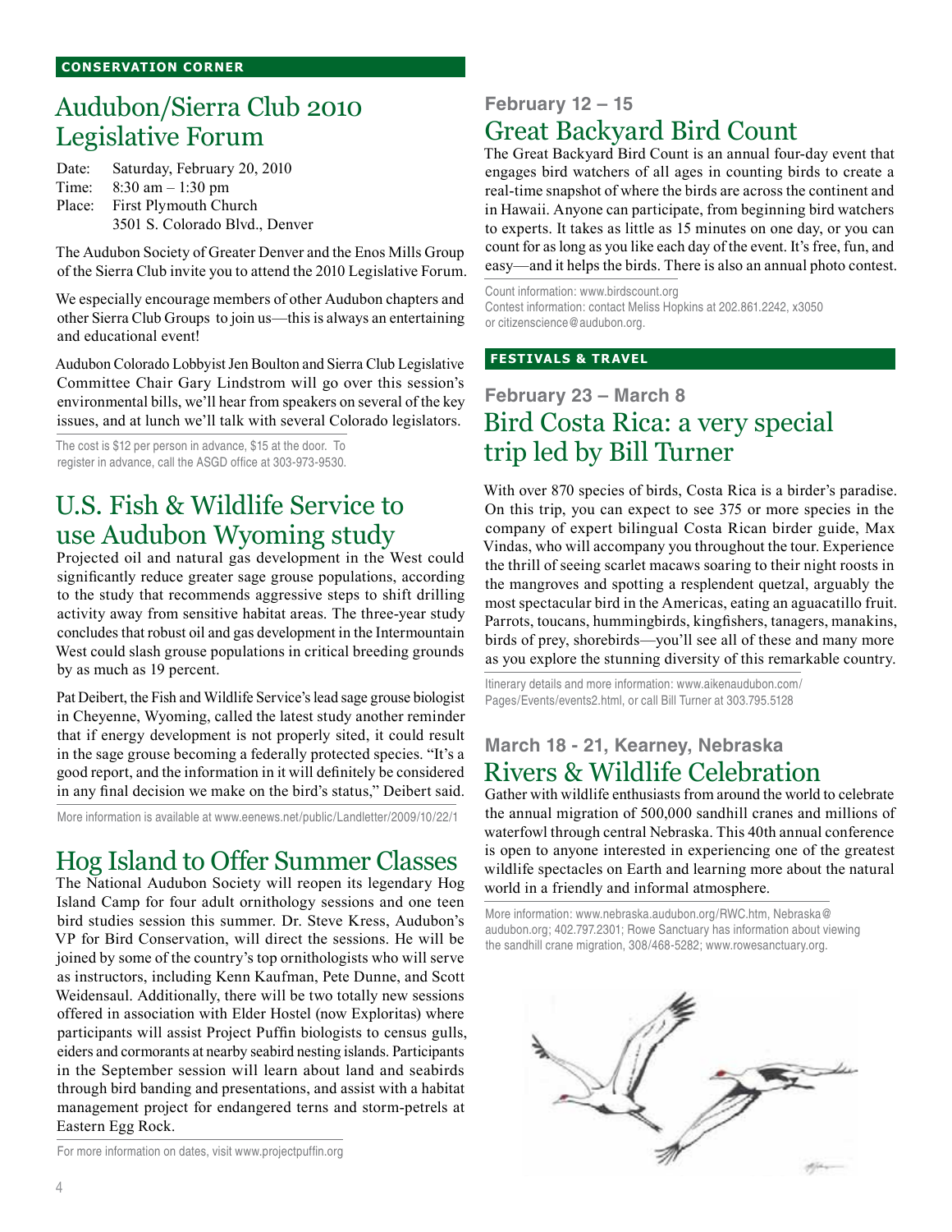**CONSERVATION CORNER**

## Audubon/Sierra Club 2010 Legislative Forum

Date: Saturday, February 20, 2010
Time: 8:30 am – 1:30 pm
Place: First Plymouth Church
3501 S. Colorado Blvd., Denver

The Audubon Society of Greater Denver and the Enos Mills Group of the Sierra Club invite you to attend the 2010 Legislative Forum.

We especially encourage members of other Audubon chapters and other Sierra Club Groups to join us—this is always an entertaining and educational event!

Audubon Colorado Lobbyist Jen Boulton and Sierra Club Legislative Committee Chair Gary Lindstrom will go over this session's environmental bills, we'll hear from speakers on several of the key issues, and at lunch we'll talk with several Colorado legislators.

The cost is $12 per person in advance, $15 at the door. To register in advance, call the ASGD office at 303-973-9530.

## U.S. Fish & Wildlife Service to use Audubon Wyoming study

Projected oil and natural gas development in the West could significantly reduce greater sage grouse populations, according to the study that recommends aggressive steps to shift drilling activity away from sensitive habitat areas. The three-year study concludes that robust oil and gas development in the Intermountain West could slash grouse populations in critical breeding grounds by as much as 19 percent.

Pat Deibert, the Fish and Wildlife Service's lead sage grouse biologist in Cheyenne, Wyoming, called the latest study another reminder that if energy development is not properly sited, it could result in the sage grouse becoming a federally protected species. "It's a good report, and the information in it will definitely be considered in any final decision we make on the bird's status," Deibert said.

More information is available at www.eenews.net/public/Landletter/2009/10/22/1

## Hog Island to Offer Summer Classes

The National Audubon Society will reopen its legendary Hog Island Camp for four adult ornithology sessions and one teen bird studies session this summer. Dr. Steve Kress, Audubon's VP for Bird Conservation, will direct the sessions. He will be joined by some of the country's top ornithologists who will serve as instructors, including Kenn Kaufman, Pete Dunne, and Scott Weidensaul. Additionally, there will be two totally new sessions offered in association with Elder Hostel (now Exploritas) where participants will assist Project Puffin biologists to census gulls, eiders and cormorants at nearby seabird nesting islands. Participants in the September session will learn about land and seabirds through bird banding and presentations, and assist with a habitat management project for endangered terns and storm-petrels at Eastern Egg Rock.

For more information on dates, visit www.projectpuffin.org

### February 12 – 15

## Great Backyard Bird Count

The Great Backyard Bird Count is an annual four-day event that engages bird watchers of all ages in counting birds to create a real-time snapshot of where the birds are across the continent and in Hawaii. Anyone can participate, from beginning bird watchers to experts. It takes as little as 15 minutes on one day, or you can count for as long as you like each day of the event. It's free, fun, and easy—and it helps the birds. There is also an annual photo contest.

Count information: www.birdscount.org
Contest information: contact Meliss Hopkins at 202.861.2242, x3050 or citizenscience@audubon.org.

**FESTIVALS & TRAVEL**

### February 23 – March 8

## Bird Costa Rica: a very special trip led by Bill Turner

With over 870 species of birds, Costa Rica is a birder's paradise. On this trip, you can expect to see 375 or more species in the company of expert bilingual Costa Rican birder guide, Max Vindas, who will accompany you throughout the tour. Experience the thrill of seeing scarlet macaws soaring to their night roosts in the mangroves and spotting a resplendent quetzal, arguably the most spectacular bird in the Americas, eating an aguacatillo fruit. Parrots, toucans, hummingbirds, kingfishers, tanagers, manakins, birds of prey, shorebirds—you'll see all of these and many more as you explore the stunning diversity of this remarkable country.

Itinerary details and more information: www.aikenaudubon.com/Pages/Events/events2.html, or call Bill Turner at 303.795.5128

### March 18 - 21, Kearney, Nebraska

## Rivers & Wildlife Celebration

Gather with wildlife enthusiasts from around the world to celebrate the annual migration of 500,000 sandhill cranes and millions of waterfowl through central Nebraska. This 40th annual conference is open to anyone interested in experiencing one of the greatest wildlife spectacles on Earth and learning more about the natural world in a friendly and informal atmosphere.

More information: www.nebraska.audubon.org/RWC.htm, Nebraska@audubon.org; 402.797.2301; Rowe Sanctuary has information about viewing the sandhill crane migration, 308/468-5282; www.rowesanctuary.org.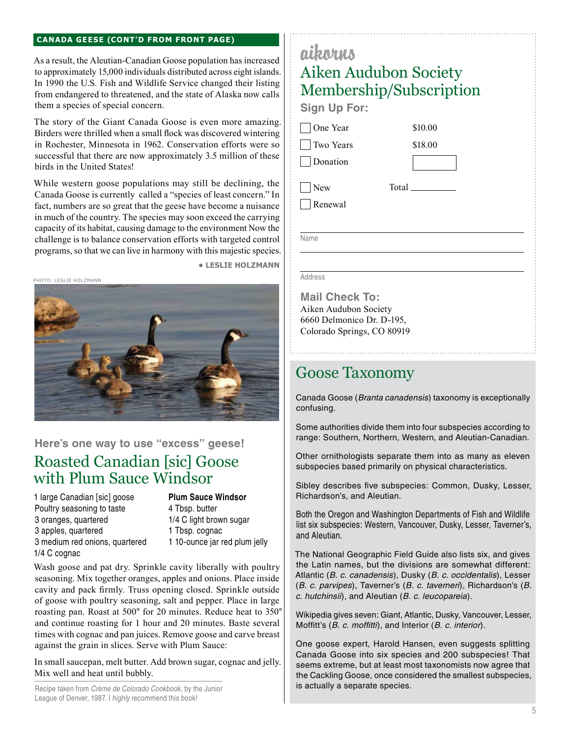## CANADA GEESE (CONT'D FROM FRONT PAGE)

As a result, the Aleutian-Canadian Goose population has increased to approximately 15,000 individuals distributed across eight islands. In 1990 the U.S. Fish and Wildlife Service changed their listing from endangered to threatened, and the state of Alaska now calls them a species of special concern.

The story of the Giant Canada Goose is even more amazing. Birders were thrilled when a small flock was discovered wintering in Rochester, Minnesota in 1962. Conservation efforts were so successful that there are now approximately 3.5 million of these birds in the United States!

While western goose populations may still be declining, the Canada Goose is currently called a "species of least concern." In fact, numbers are so great that the geese have become a nuisance in much of the country. The species may soon exceed the carrying capacity of its habitat, causing damage to the environment Now the challenge is to balance conservation efforts with targeted control programs, so that we can live in harmony with this majestic species.

**• LESLIE HOLZMANN**

PHOTO: LESLIE HOLZMANN

### Here's one way to use "excess" geese!

## Roasted Canadian [sic] Goose with Plum Sauce Windsor

1 large Canadian [sic] goose
Poultry seasoning to taste
3 oranges, quartered
3 apples, quartered
3 medium red onions, quartered
1/4 C cognac

**Plum Sauce Windsor**
4 Tbsp. butter
1/4 C light brown sugar
1 Tbsp. cognac
1 10-ounce jar red plum jelly

Wash goose and pat dry. Sprinkle cavity liberally with poultry seasoning. Mix together oranges, apples and onions. Place inside cavity and pack firmly. Truss opening closed. Sprinkle outside of goose with poultry seasoning, salt and pepper. Place in large roasting pan. Roast at 500° for 20 minutes. Reduce heat to 350° and continue roasting for 1 hour and 20 minutes. Baste several times with cognac and pan juices. Remove goose and carve breast against the grain in slices. Serve with Plum Sauce:

In small saucepan, melt butter. Add brown sugar, cognac and jelly. Mix well and heat until bubbly.

Recipe taken from *Crème de Colorado Cookbook*, by the Junior League of Denver, 1987. I *highly* recommend this book!

---

aikorns

## Aiken Audubon Society Membership/Subscription

### Sign Up For:

- [ ] One Year $10.00
- [ ] Two Years $18.00
- [ ] Donation ________

- [ ] New Total ________
- [ ] Renewal

Name ______________________________

Address ______________________________

**Mail Check To:**
Aiken Audubon Society
6660 Delmonico Dr. D-195,
Colorado Springs, CO 80919

---

## Goose Taxonomy

Canada Goose (*Branta canadensis*) taxonomy is exceptionally confusing.

Some authorities divide them into four subspecies according to range: Southern, Northern, Western, and Aleutian-Canadian.

Other ornithologists separate them into as many as eleven subspecies based primarily on physical characteristics.

Sibley describes five subspecies: Common, Dusky, Lesser, Richardson's, and Aleutian.

Both the Oregon and Washington Departments of Fish and Wildlife list six subspecies: Western, Vancouver, Dusky, Lesser, Taverner's, and Aleutian.

The National Geographic Field Guide also lists six, and gives the Latin names, but the divisions are somewhat different: Atlantic (*B. c. canadensis*), Dusky (*B. c. occidentalis*), Lesser (*B. c. parvipes*), Taverner's (*B. c. taverneri*), Richardson's (*B. c. hutchinsii*), and Aleutian (*B. c. leucopareia*).

Wikipedia gives seven: Giant, Atlantic, Dusky, Vancouver, Lesser, Moffitt's (*B. c. moffitti*), and Interior (*B. c. interior*).

One goose expert, Harold Hansen, even suggests splitting Canada Goose into six species and 200 subspecies! That seems extreme, but at least most taxonomists now agree that the Cackling Goose, once considered the smallest subspecies, is actually a separate species.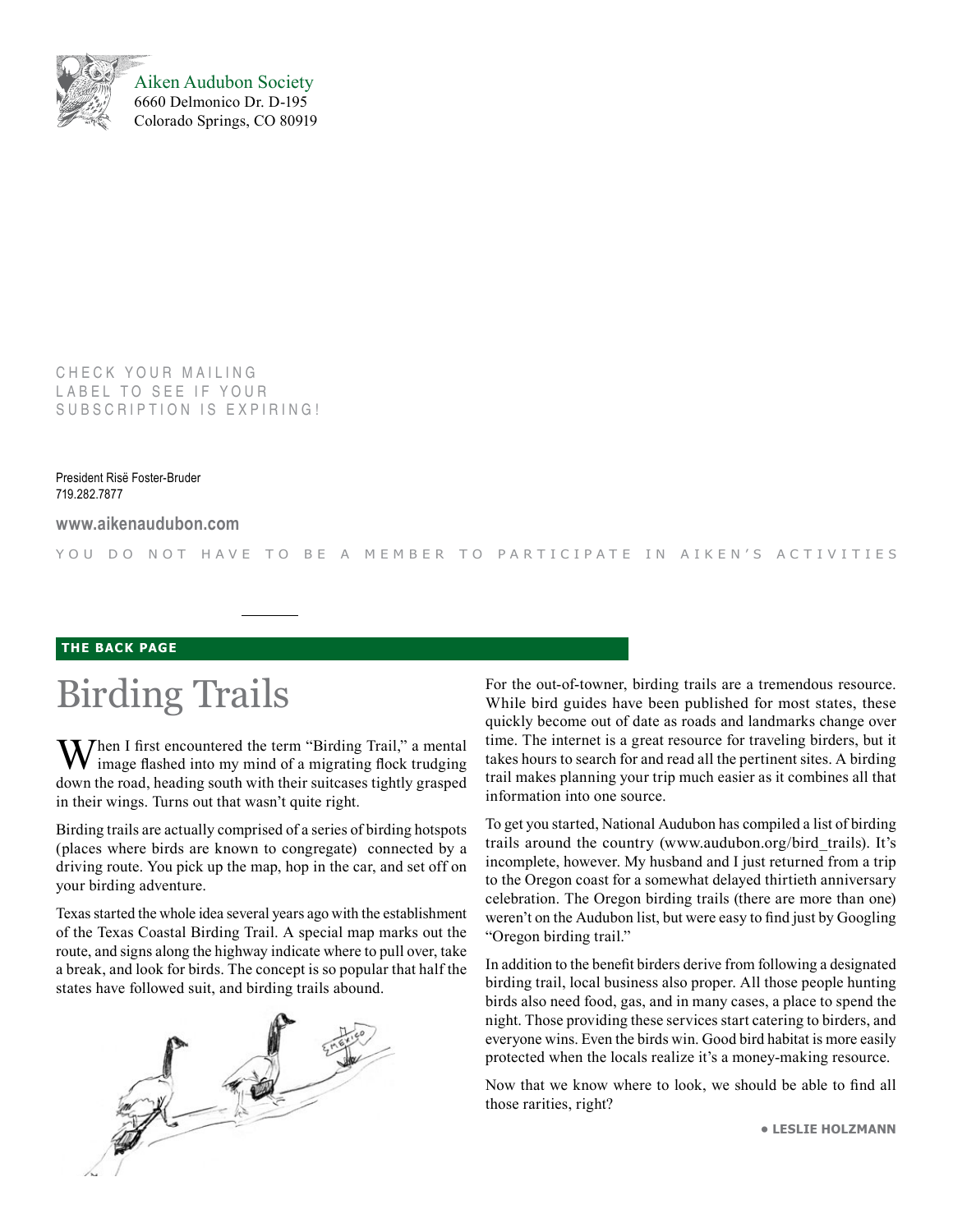Aiken Audubon Society
6660 Delmonico Dr. D-195
Colorado Springs, CO 80919

CHECK YOUR MAILING LABEL TO SEE IF YOUR SUBSCRIPTION IS EXPIRING!

President Risë Foster-Bruder
719.282.7877

**www.aikenaudubon.com**

YOU DO NOT HAVE TO BE A MEMBER TO PARTICIPATE IN AIKEN'S ACTIVITIES

**THE BACK PAGE**

# Birding Trails

When I first encountered the term "Birding Trail," a mental image flashed into my mind of a migrating flock trudging down the road, heading south with their suitcases tightly grasped in their wings. Turns out that wasn't quite right.

Birding trails are actually comprised of a series of birding hotspots (places where birds are known to congregate) connected by a driving route. You pick up the map, hop in the car, and set off on your birding adventure.

Texas started the whole idea several years ago with the establishment of the Texas Coastal Birding Trail. A special map marks out the route, and signs along the highway indicate where to pull over, take a break, and look for birds. The concept is so popular that half the states have followed suit, and birding trails abound.

For the out-of-towner, birding trails are a tremendous resource. While bird guides have been published for most states, these quickly become out of date as roads and landmarks change over time. The internet is a great resource for traveling birders, but it takes hours to search for and read all the pertinent sites. A birding trail makes planning your trip much easier as it combines all that information into one source.

To get you started, National Audubon has compiled a list of birding trails around the country (www.audubon.org/bird_trails). It's incomplete, however. My husband and I just returned from a trip to the Oregon coast for a somewhat delayed thirtieth anniversary celebration. The Oregon birding trails (there are more than one) weren't on the Audubon list, but were easy to find just by Googling "Oregon birding trail."

In addition to the benefit birders derive from following a designated birding trail, local business also proper. All those people hunting birds also need food, gas, and in many cases, a place to spend the night. Those providing these services start catering to birders, and everyone wins. Even the birds win. Good bird habitat is more easily protected when the locals realize it's a money-making resource.

Now that we know where to look, we should be able to find all those rarities, right?

• **LESLIE HOLZMANN**